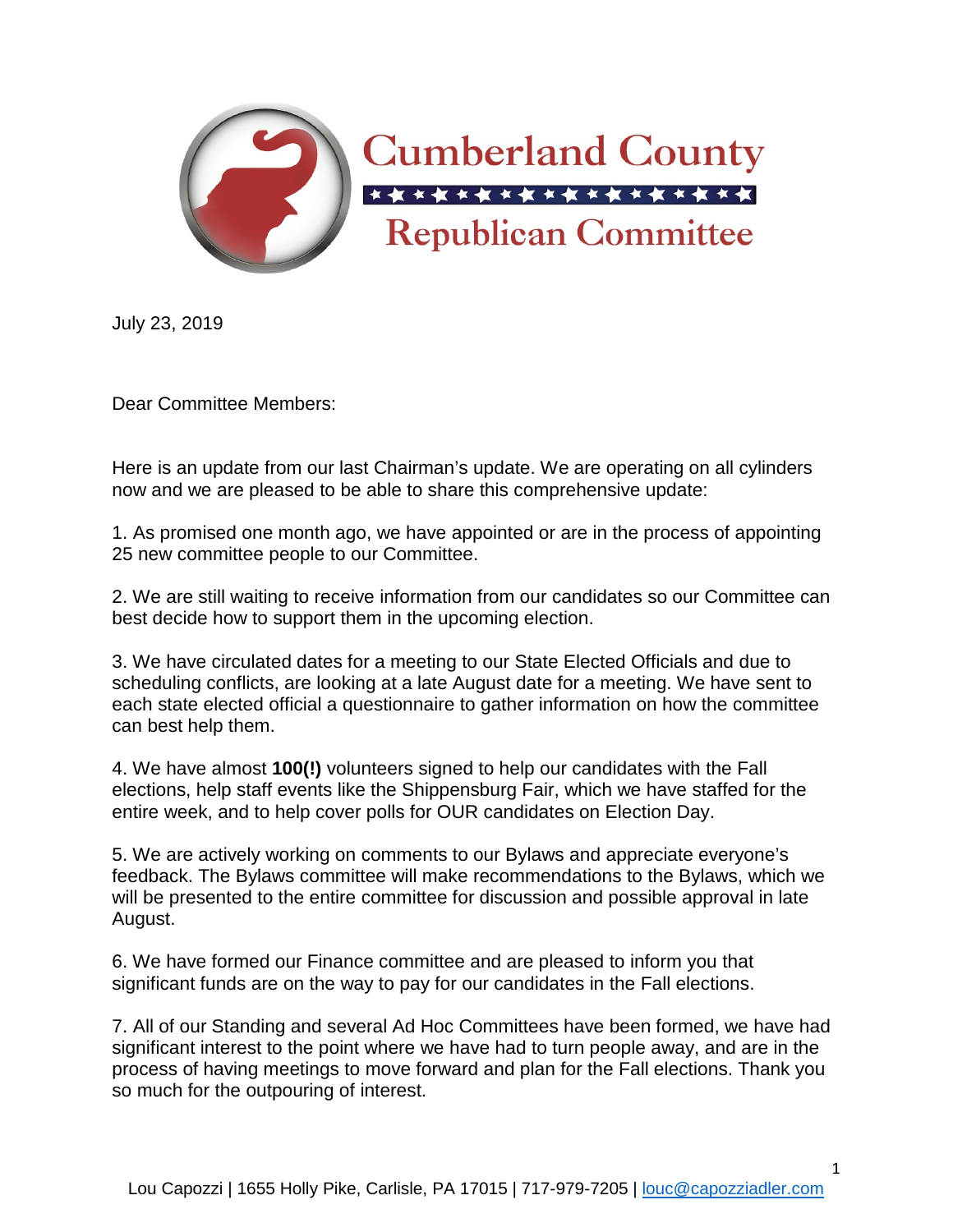# Cumberland County Republican Committee

July 23, 2019

Dear Committee Members:

Here is an update from our last Chairman's update. We are operating on all cylinders now and we are pleased to be able to share this comprehensive update:

1. As promised one month ago, we have appointed or are in the process of appointing 25 new committee people to our Committee.

2. We are still waiting to receive information from our candidates so our Committee can best decide how to support them in the upcoming election.

3. We have circulated dates for a meeting to our State Elected Officials and due to scheduling conflicts, are looking at a late August date for a meeting. We have sent to each state elected official a questionnaire to gather information on how the committee can best help them.

4. We have almost **100(!)** volunteers signed to help our candidates with the Fall elections, help staff events like the Shippensburg Fair, which we have staffed for the entire week, and to help cover polls for OUR candidates on Election Day.

5. We are actively working on comments to our Bylaws and appreciate everyone's feedback. The Bylaws committee will make recommendations to the Bylaws, which we will be presented to the entire committee for discussion and possible approval in late August.

6. We have formed our Finance committee and are pleased to inform you that significant funds are on the way to pay for our candidates in the Fall elections.

7. All of our Standing and several Ad Hoc Committees have been formed, we have had significant interest to the point where we have had to turn people away, and are in the process of having meetings to move forward and plan for the Fall elections. Thank you so much for the outpouring of interest.

Lou Capozzi | 1655 Holly Pike, Carlisle, PA 17015 | 717-979-7205 | louc@capozziadler.com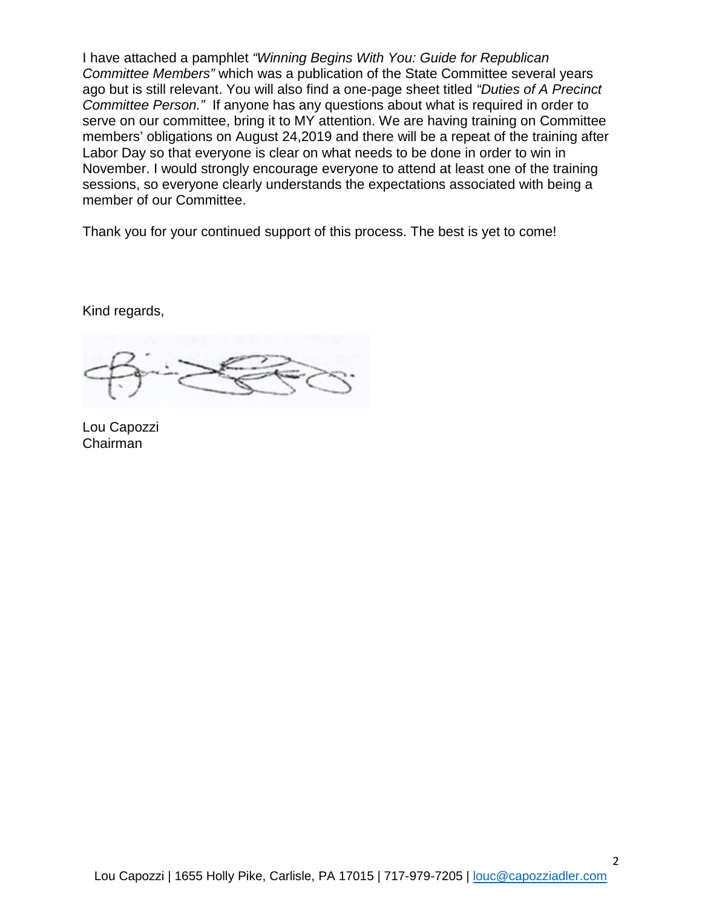I have attached a pamphlet *"Winning Begins With You: Guide for Republican Committee Members"* which was a publication of the State Committee several years ago but is still relevant. You will also find a one-page sheet titled *"Duties of A Precinct Committee Person."* If anyone has any questions about what is required in order to serve on our committee, bring it to MY attention. We are having training on Committee members' obligations on August 24,2019 and there will be a repeat of the training after Labor Day so that everyone is clear on what needs to be done in order to win in November. I would strongly encourage everyone to attend at least one of the training sessions, so everyone clearly understands the expectations associated with being a member of our Committee.

Thank you for your continued support of this process. The best is yet to come!

Kind regards,

Lou Capozzi
Chairman

Lou Capozzi | 1655 Holly Pike, Carlisle, PA 17015 | 717-979-7205 | louc@capozziadler.com